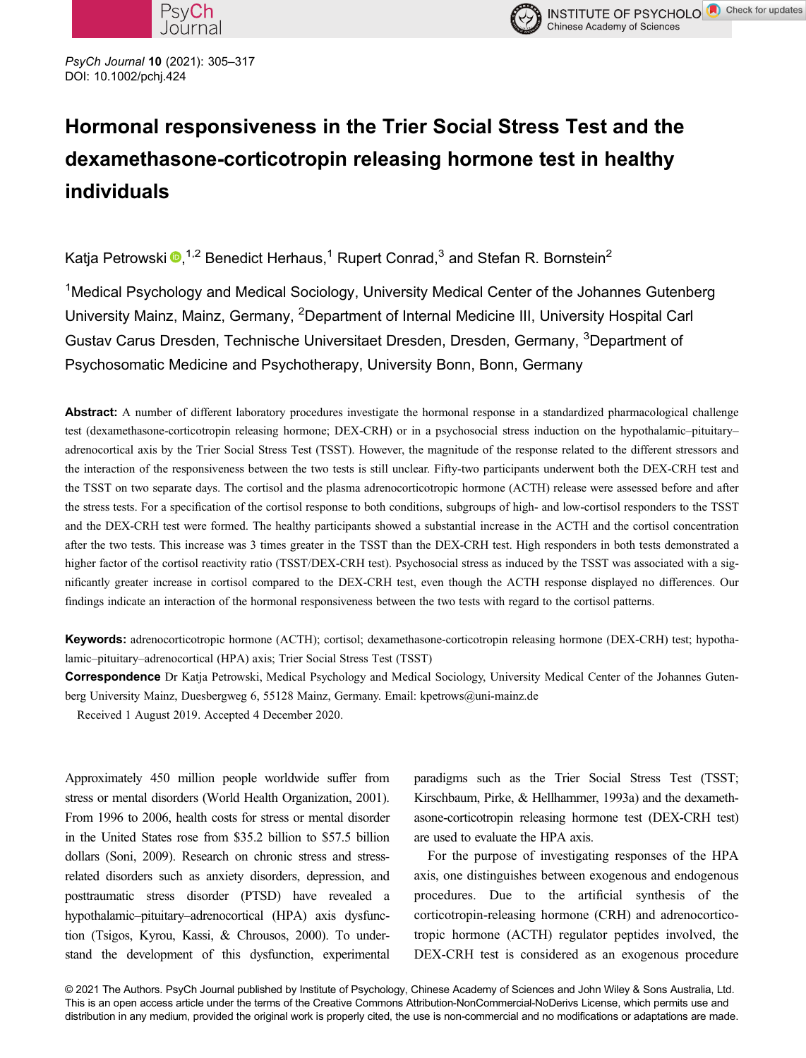# Hormonal responsiveness in the Trier Social Stress Test and the dexamethasone-corticotropin releasing hormone test in healthy individuals

Katja Petrowski,[1,2] Benedict Herhaus,[1] Rupert Conrad,[3] and Stefan R. Bornstein[2]

[1]Medical Psychology and Medical Sociology, University Medical Center of the Johannes Gutenberg University Mainz, Mainz, Germany, [2]Department of Internal Medicine III, University Hospital Carl Gustav Carus Dresden, Technische Universitaet Dresden, Dresden, Germany, [3]Department of Psychosomatic Medicine and Psychotherapy, University Bonn, Bonn, Germany

**Abstract:** A number of different laboratory procedures investigate the hormonal response in a standardized pharmacological challenge test (dexamethasone-corticotropin releasing hormone; DEX-CRH) or in a psychosocial stress induction on the hypothalamic–pituitary–adrenocortical axis by the Trier Social Stress Test (TSST). However, the magnitude of the response related to the different stressors and the interaction of the responsiveness between the two tests is still unclear. Fifty-two participants underwent both the DEX-CRH test and the TSST on two separate days. The cortisol and the plasma adrenocorticotropic hormone (ACTH) release were assessed before and after the stress tests. For a specification of the cortisol response to both conditions, subgroups of high- and low-cortisol responders to the TSST and the DEX-CRH test were formed. The healthy participants showed a substantial increase in the ACTH and the cortisol concentration after the two tests. This increase was 3 times greater in the TSST than the DEX-CRH test. High responders in both tests demonstrated a higher factor of the cortisol reactivity ratio (TSST/DEX-CRH test). Psychosocial stress as induced by the TSST was associated with a significantly greater increase in cortisol compared to the DEX-CRH test, even though the ACTH response displayed no differences. Our findings indicate an interaction of the hormonal responsiveness between the two tests with regard to the cortisol patterns.

**Keywords:** adrenocorticotropic hormone (ACTH); cortisol; dexamethasone-corticotropin releasing hormone (DEX-CRH) test; hypothalamic–pituitary–adrenocortical (HPA) axis; Trier Social Stress Test (TSST)

**Correspondence** Dr Katja Petrowski, Medical Psychology and Medical Sociology, University Medical Center of the Johannes Gutenberg University Mainz, Duesbergweg 6, 55128 Mainz, Germany. Email: kpetrows@uni-mainz.de

Received 1 August 2019. Accepted 4 December 2020.

Approximately 450 million people worldwide suffer from stress or mental disorders (World Health Organization, 2001). From 1996 to 2006, health costs for stress or mental disorder in the United States rose from $35.2 billion to $57.5 billion dollars (Soni, 2009). Research on chronic stress and stress-related disorders such as anxiety disorders, depression, and posttraumatic stress disorder (PTSD) have revealed a hypothalamic–pituitary–adrenocortical (HPA) axis dysfunction (Tsigos, Kyrou, Kassi, & Chrousos, 2000). To understand the development of this dysfunction, experimental paradigms such as the Trier Social Stress Test (TSST; Kirschbaum, Pirke, & Hellhammer, 1993a) and the dexamethasone-corticotropin releasing hormone test (DEX-CRH test) are used to evaluate the HPA axis.

For the purpose of investigating responses of the HPA axis, one distinguishes between exogenous and endogenous procedures. Due to the artificial synthesis of the corticotropin-releasing hormone (CRH) and adrenocorticotropic hormone (ACTH) regulator peptides involved, the DEX-CRH test is considered as an exogenous procedure

© 2021 The Authors. PsyCh Journal published by Institute of Psychology, Chinese Academy of Sciences and John Wiley & Sons Australia, Ltd. This is an open access article under the terms of the Creative Commons Attribution-NonCommercial-NoDerivs License, which permits use and distribution in any medium, provided the original work is properly cited, the use is non-commercial and no modifications or adaptations are made.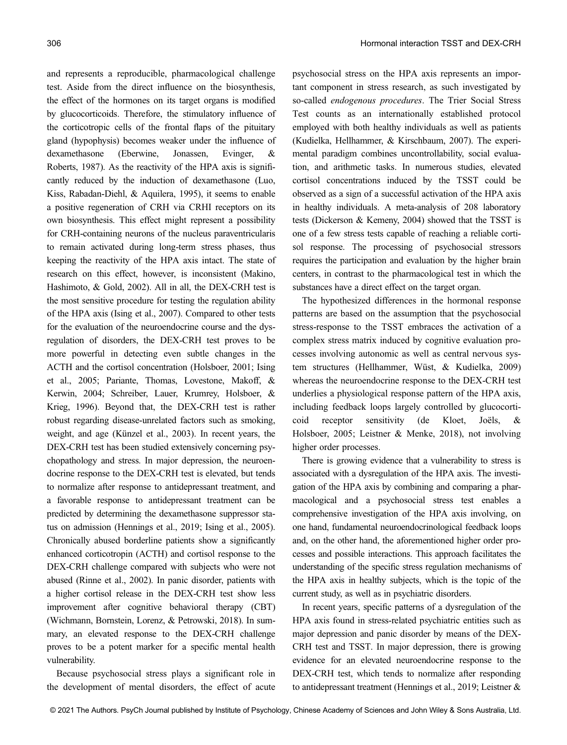and represents a reproducible, pharmacological challenge test. Aside from the direct influence on the biosynthesis, the effect of the hormones on its target organs is modified by glucocorticoids. Therefore, the stimulatory influence of the corticotropic cells of the frontal flaps of the pituitary gland (hypophysis) becomes weaker under the influence of dexamethasone (Eberwine, Jonassen, Evinger, & Roberts, 1987). As the reactivity of the HPA axis is significantly reduced by the induction of dexamethasone (Luo, Kiss, Rabadan-Diehl, & Aquilera, 1995), it seems to enable a positive regeneration of CRH via CRHI receptors on its own biosynthesis. This effect might represent a possibility for CRH-containing neurons of the nucleus paraventricularis to remain activated during long-term stress phases, thus keeping the reactivity of the HPA axis intact. The state of research on this effect, however, is inconsistent (Makino, Hashimoto, & Gold, 2002). All in all, the DEX-CRH test is the most sensitive procedure for testing the regulation ability of the HPA axis (Ising et al., 2007). Compared to other tests for the evaluation of the neuroendocrine course and the dysregulation of disorders, the DEX-CRH test proves to be more powerful in detecting even subtle changes in the ACTH and the cortisol concentration (Holsboer, 2001; Ising et al., 2005; Pariante, Thomas, Lovestone, Makoff, & Kerwin, 2004; Schreiber, Lauer, Krumrey, Holsboer, & Krieg, 1996). Beyond that, the DEX-CRH test is rather robust regarding disease-unrelated factors such as smoking, weight, and age (Künzel et al., 2003). In recent years, the DEX-CRH test has been studied extensively concerning psychopathology and stress. In major depression, the neuroendocrine response to the DEX-CRH test is elevated, but tends to normalize after response to antidepressant treatment, and a favorable response to antidepressant treatment can be predicted by determining the dexamethasone suppressor status on admission (Hennings et al., 2019; Ising et al., 2005). Chronically abused borderline patients show a significantly enhanced corticotropin (ACTH) and cortisol response to the DEX-CRH challenge compared with subjects who were not abused (Rinne et al., 2002). In panic disorder, patients with a higher cortisol release in the DEX-CRH test show less improvement after cognitive behavioral therapy (CBT) (Wichmann, Bornstein, Lorenz, & Petrowski, 2018). In summary, an elevated response to the DEX-CRH challenge proves to be a potent marker for a specific mental health vulnerability.

Because psychosocial stress plays a significant role in the development of mental disorders, the effect of acute psychosocial stress on the HPA axis represents an important component in stress research, as such investigated by so-called *endogenous procedures*. The Trier Social Stress Test counts as an internationally established protocol employed with both healthy individuals as well as patients (Kudielka, Hellhammer, & Kirschbaum, 2007). The experimental paradigm combines uncontrollability, social evaluation, and arithmetic tasks. In numerous studies, elevated cortisol concentrations induced by the TSST could be observed as a sign of a successful activation of the HPA axis in healthy individuals. A meta-analysis of 208 laboratory tests (Dickerson & Kemeny, 2004) showed that the TSST is one of a few stress tests capable of reaching a reliable cortisol response. The processing of psychosocial stressors requires the participation and evaluation by the higher brain centers, in contrast to the pharmacological test in which the substances have a direct effect on the target organ.

The hypothesized differences in the hormonal response patterns are based on the assumption that the psychosocial stress-response to the TSST embraces the activation of a complex stress matrix induced by cognitive evaluation processes involving autonomic as well as central nervous system structures (Hellhammer, Wüst, & Kudielka, 2009) whereas the neuroendocrine response to the DEX-CRH test underlies a physiological response pattern of the HPA axis, including feedback loops largely controlled by glucocorticoid receptor sensitivity (de Kloet, Joëls, & Holsboer, 2005; Leistner & Menke, 2018), not involving higher order processes.

There is growing evidence that a vulnerability to stress is associated with a dysregulation of the HPA axis. The investigation of the HPA axis by combining and comparing a pharmacological and a psychosocial stress test enables a comprehensive investigation of the HPA axis involving, on one hand, fundamental neuroendocrinological feedback loops and, on the other hand, the aforementioned higher order processes and possible interactions. This approach facilitates the understanding of the specific stress regulation mechanisms of the HPA axis in healthy subjects, which is the topic of the current study, as well as in psychiatric disorders.

In recent years, specific patterns of a dysregulation of the HPA axis found in stress-related psychiatric entities such as major depression and panic disorder by means of the DEX-CRH test and TSST. In major depression, there is growing evidence for an elevated neuroendocrine response to the DEX-CRH test, which tends to normalize after responding to antidepressant treatment (Hennings et al., 2019; Leistner &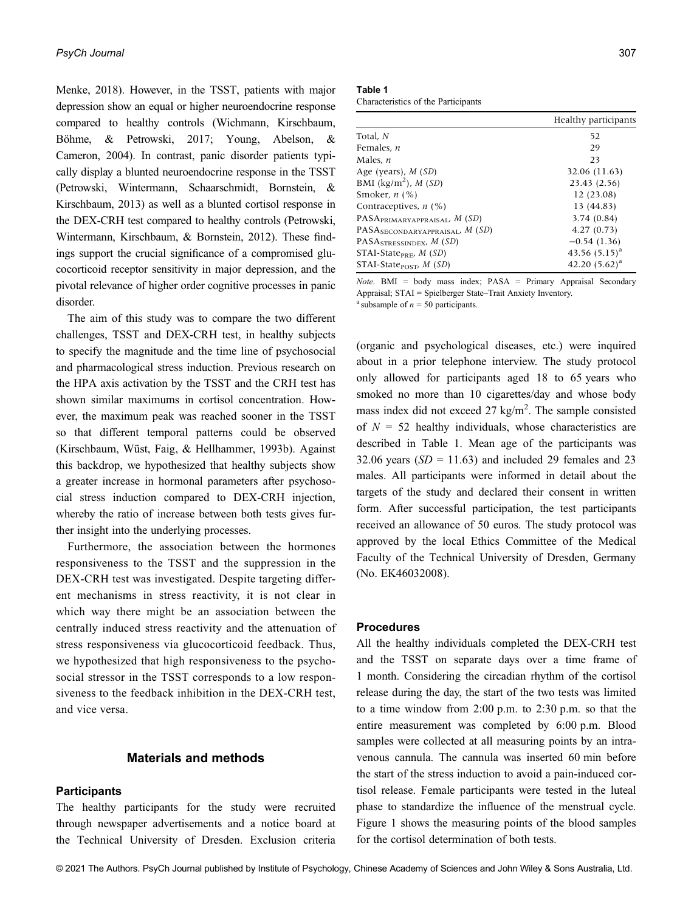Menke, 2018). However, in the TSST, patients with major depression show an equal or higher neuroendocrine response compared to healthy controls (Wichmann, Kirschbaum, Böhme, & Petrowski, 2017; Young, Abelson, & Cameron, 2004). In contrast, panic disorder patients typically display a blunted neuroendocrine response in the TSST (Petrowski, Wintermann, Schaarschmidt, Bornstein, & Kirschbaum, 2013) as well as a blunted cortisol response in the DEX-CRH test compared to healthy controls (Petrowski, Wintermann, Kirschbaum, & Bornstein, 2012). These findings support the crucial significance of a compromised glucocorticoid receptor sensitivity in major depression, and the pivotal relevance of higher order cognitive processes in panic disorder.

The aim of this study was to compare the two different challenges, TSST and DEX-CRH test, in healthy subjects to specify the magnitude and the time line of psychosocial and pharmacological stress induction. Previous research on the HPA axis activation by the TSST and the CRH test has shown similar maximums in cortisol concentration. However, the maximum peak was reached sooner in the TSST so that different temporal patterns could be observed (Kirschbaum, Wüst, Faig, & Hellhammer, 1993b). Against this backdrop, we hypothesized that healthy subjects show a greater increase in hormonal parameters after psychosocial stress induction compared to DEX-CRH injection, whereby the ratio of increase between both tests gives further insight into the underlying processes.

Furthermore, the association between the hormones responsiveness to the TSST and the suppression in the DEX-CRH test was investigated. Despite targeting different mechanisms in stress reactivity, it is not clear in which way there might be an association between the centrally induced stress reactivity and the attenuation of stress responsiveness via glucocorticoid feedback. Thus, we hypothesized that high responsiveness to the psychosocial stressor in the TSST corresponds to a low responsiveness to the feedback inhibition in the DEX-CRH test, and vice versa.

## Materials and methods

### Participants

The healthy participants for the study were recruited through newspaper advertisements and a notice board at the Technical University of Dresden. Exclusion criteria (organic and psychological diseases, etc.) were inquired about in a prior telephone interview. The study protocol only allowed for participants aged 18 to 65 years who smoked no more than 10 cigarettes/day and whose body mass index did not exceed 27 kg/m$^2$. The sample consisted of $N = 52$ healthy individuals, whose characteristics are described in Table 1. Mean age of the participants was 32.06 years ($SD = 11.63$) and included 29 females and 23 males. All participants were informed in detail about the targets of the study and declared their consent in written form. After successful participation, the test participants received an allowance of 50 euros. The study protocol was approved by the local Ethics Committee of the Medical Faculty of the Technical University of Dresden, Germany (No. EK46032008).

**Table 1**
Characteristics of the Participants

| | Healthy participants |
|---|---|
| Total, *N* | 52 |
| Females, *n* | 29 |
| Males, *n* | 23 |
| Age (years), *M* (*SD*) | 32.06 (11.63) |
| BMI (kg/m$^2$), *M* (*SD*) | 23.43 (2.56) |
| Smoker, *n* (%) | 12 (23.08) |
| Contraceptives, *n* (%) | 13 (44.83) |
| $PASA_{PRIMARYAPPRAISAL}$, *M* (*SD*) | 3.74 (0.84) |
| $PASA_{SECONDARYAPPRAISAL}$, *M* (*SD*) | 4.27 (0.73) |
| $PASA_{STRESSINDEX}$, *M* (*SD*) | −0.54 (1.36) |
| STAI-State$_{PRE}$, *M* (*SD*) | 43.56 (5.15)[a] |
| STAI-State$_{POST}$, *M* (*SD*) | 42.20 (5.62)[a] |

*Note*. BMI = body mass index; PASA = Primary Appraisal Secondary Appraisal; STAI = Spielberger State–Trait Anxiety Inventory.
[a] subsample of $n = 50$ participants.

### Procedures

All the healthy individuals completed the DEX-CRH test and the TSST on separate days over a time frame of 1 month. Considering the circadian rhythm of the cortisol release during the day, the start of the two tests was limited to a time window from 2:00 p.m. to 2:30 p.m. so that the entire measurement was completed by 6:00 p.m. Blood samples were collected at all measuring points by an intravenous cannula. The cannula was inserted 60 min before the start of the stress induction to avoid a pain-induced cortisol release. Female participants were tested in the luteal phase to standardize the influence of the menstrual cycle. Figure 1 shows the measuring points of the blood samples for the cortisol determination of both tests.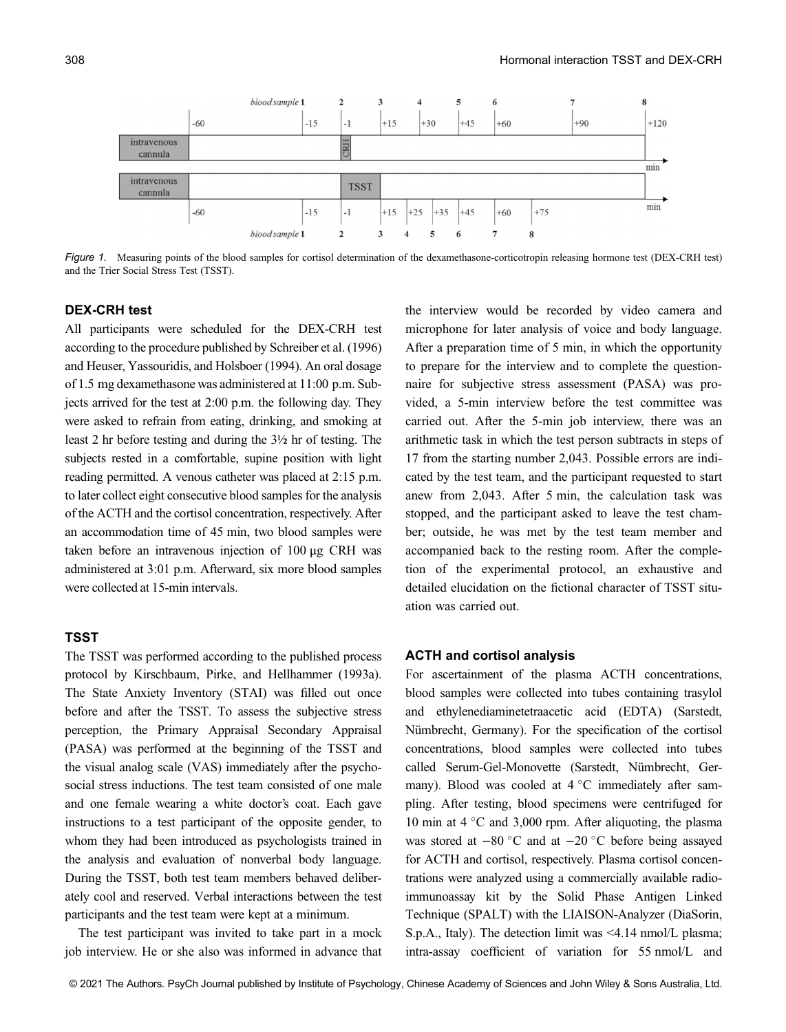Figure 1. Measuring points of the blood samples for cortisol determination of the dexamethasone-corticotropin releasing hormone test (DEX-CRH test) and the Trier Social Stress Test (TSST).

### DEX-CRH test

All participants were scheduled for the DEX-CRH test according to the procedure published by Schreiber et al. (1996) and Heuser, Yassouridis, and Holsboer (1994). An oral dosage of 1.5 mg dexamethasone was administered at 11:00 p.m. Subjects arrived for the test at 2:00 p.m. the following day. They were asked to refrain from eating, drinking, and smoking at least 2 hr before testing and during the 3½ hr of testing. The subjects rested in a comfortable, supine position with light reading permitted. A venous catheter was placed at 2:15 p.m. to later collect eight consecutive blood samples for the analysis of the ACTH and the cortisol concentration, respectively. After an accommodation time of 45 min, two blood samples were taken before an intravenous injection of 100 µg CRH was administered at 3:01 p.m. Afterward, six more blood samples were collected at 15-min intervals.

### TSST

The TSST was performed according to the published process protocol by Kirschbaum, Pirke, and Hellhammer (1993a). The State Anxiety Inventory (STAI) was filled out once before and after the TSST. To assess the subjective stress perception, the Primary Appraisal Secondary Appraisal (PASA) was performed at the beginning of the TSST and the visual analog scale (VAS) immediately after the psychosocial stress inductions. The test team consisted of one male and one female wearing a white doctor's coat. Each gave instructions to a test participant of the opposite gender, to whom they had been introduced as psychologists trained in the analysis and evaluation of nonverbal body language. During the TSST, both test team members behaved deliberately cool and reserved. Verbal interactions between the test participants and the test team were kept at a minimum.

The test participant was invited to take part in a mock job interview. He or she also was informed in advance that the interview would be recorded by video camera and microphone for later analysis of voice and body language. After a preparation time of 5 min, in which the opportunity to prepare for the interview and to complete the questionnaire for subjective stress assessment (PASA) was provided, a 5-min interview before the test committee was carried out. After the 5-min job interview, there was an arithmetic task in which the test person subtracts in steps of 17 from the starting number 2,043. Possible errors are indicated by the test team, and the participant requested to start anew from 2,043. After 5 min, the calculation task was stopped, and the participant asked to leave the test chamber; outside, he was met by the test team member and accompanied back to the resting room. After the completion of the experimental protocol, an exhaustive and detailed elucidation on the fictional character of TSST situation was carried out.

### ACTH and cortisol analysis

For ascertainment of the plasma ACTH concentrations, blood samples were collected into tubes containing trasylol and ethylenediaminetetraacetic acid (EDTA) (Sarstedt, Nümbrecht, Germany). For the specification of the cortisol concentrations, blood samples were collected into tubes called Serum-Gel-Monovette (Sarstedt, Nümbrecht, Germany). Blood was cooled at 4 °C immediately after sampling. After testing, blood specimens were centrifuged for 10 min at 4 °C and 3,000 rpm. After aliquoting, the plasma was stored at −80 °C and at −20 °C before being assayed for ACTH and cortisol, respectively. Plasma cortisol concentrations were analyzed using a commercially available radioimmunoassay kit by the Solid Phase Antigen Linked Technique (SPALT) with the LIAISON-Analyzer (DiaSorin, S.p.A., Italy). The detection limit was <4.14 nmol/L plasma; intra-assay coefficient of variation for 55 nmol/L and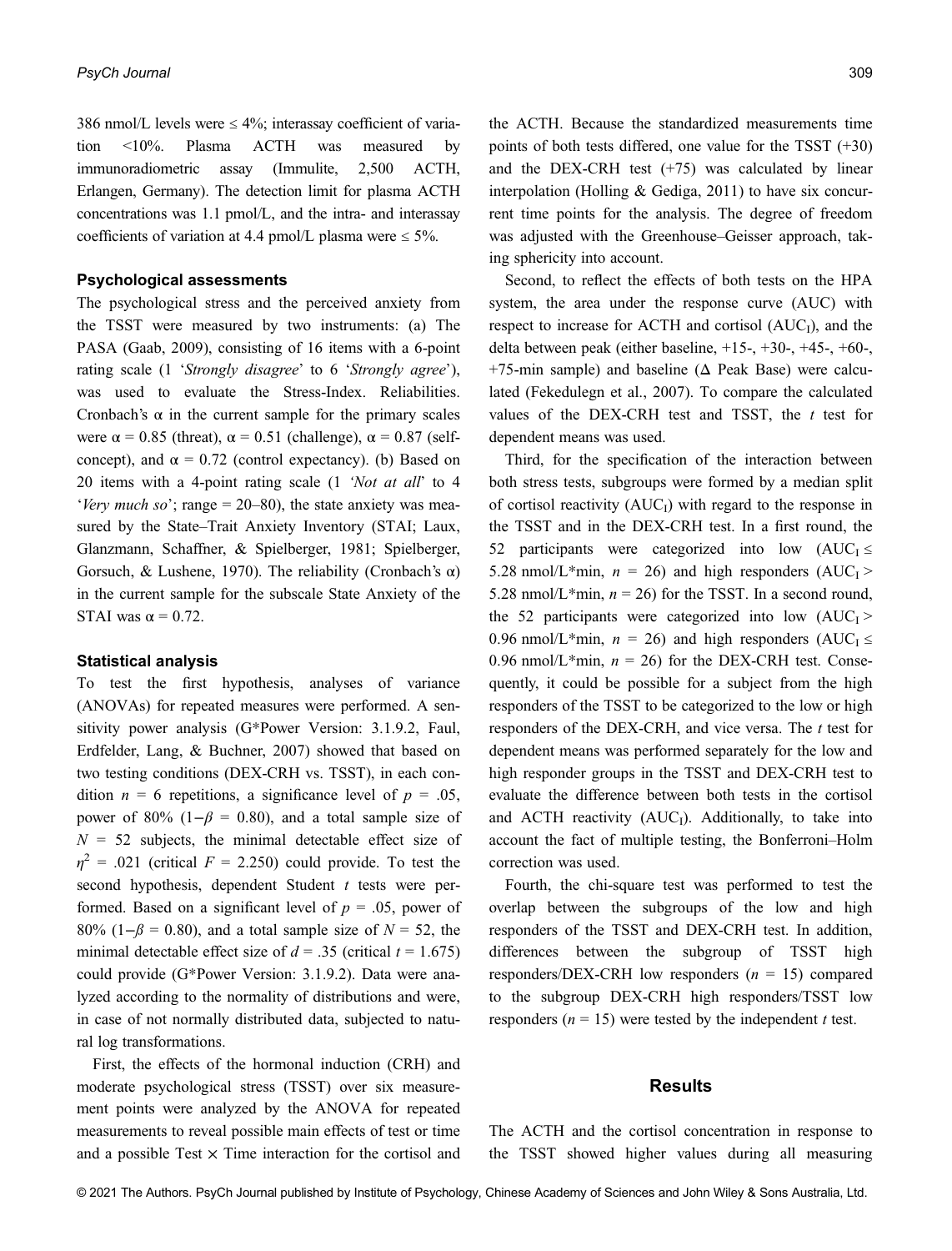386 nmol/L levels were ≤ 4%; interassay coefficient of variation <10%. Plasma ACTH was measured by immunoradiometric assay (Immulite, 2,500 ACTH, Erlangen, Germany). The detection limit for plasma ACTH concentrations was 1.1 pmol/L, and the intra- and interassay coefficients of variation at 4.4 pmol/L plasma were ≤ 5%.

### Psychological assessments

The psychological stress and the perceived anxiety from the TSST were measured by two instruments: (a) The PASA (Gaab, 2009), consisting of 16 items with a 6-point rating scale (1 '*Strongly disagree*' to 6 '*Strongly agree*'), was used to evaluate the Stress-Index. Reliabilities. Cronbach's $\alpha$ in the current sample for the primary scales were $\alpha = 0.85$ (threat), $\alpha = 0.51$ (challenge), $\alpha = 0.87$ (self-concept), and $\alpha = 0.72$ (control expectancy). (b) Based on 20 items with a 4-point rating scale (1 '*Not at all*' to 4 '*Very much so*'; range = 20–80), the state anxiety was measured by the State–Trait Anxiety Inventory (STAI; Laux, Glanzmann, Schaffner, & Spielberger, 1981; Spielberger, Gorsuch, & Lushene, 1970). The reliability (Cronbach's $\alpha$) in the current sample for the subscale State Anxiety of the STAI was $\alpha = 0.72$.

### Statistical analysis

To test the first hypothesis, analyses of variance (ANOVAs) for repeated measures were performed. A sensitivity power analysis (G*Power Version: 3.1.9.2, Faul, Erdfelder, Lang, & Buchner, 2007) showed that based on two testing conditions (DEX-CRH vs. TSST), in each condition $n = 6$ repetitions, a significance level of $p = .05$, power of 80% ($1-\beta = 0.80$), and a total sample size of $N = 52$ subjects, the minimal detectable effect size of $\eta^2 = .021$ (critical $F = 2.250$) could provide. To test the second hypothesis, dependent Student $t$ tests were performed. Based on a significant level of $p = .05$, power of 80% ($1-\beta = 0.80$), and a total sample size of $N = 52$, the minimal detectable effect size of $d = .35$ (critical $t = 1.675$) could provide (G*Power Version: 3.1.9.2). Data were analyzed according to the normality of distributions and were, in case of not normally distributed data, subjected to natural log transformations.

First, the effects of the hormonal induction (CRH) and moderate psychological stress (TSST) over six measurement points were analyzed by the ANOVA for repeated measurements to reveal possible main effects of test or time and a possible Test × Time interaction for the cortisol and the ACTH. Because the standardized measurements time points of both tests differed, one value for the TSST (+30) and the DEX-CRH test (+75) was calculated by linear interpolation (Holling & Gediga, 2011) to have six concurrent time points for the analysis. The degree of freedom was adjusted with the Greenhouse–Geisser approach, taking sphericity into account.

Second, to reflect the effects of both tests on the HPA system, the area under the response curve (AUC) with respect to increase for ACTH and cortisol ($AUC_I$), and the delta between peak (either baseline, +15-, +30-, +45-, +60-, +75-min sample) and baseline ($\Delta$ Peak Base) were calculated (Fekedulegn et al., 2007). To compare the calculated values of the DEX-CRH test and TSST, the $t$ test for dependent means was used.

Third, for the specification of the interaction between both stress tests, subgroups were formed by a median split of cortisol reactivity ($AUC_I$) with regard to the response in the TSST and in the DEX-CRH test. In a first round, the 52 participants were categorized into low ($AUC_I \leq$ 5.28 nmol/L*min, $n = 26$) and high responders ($AUC_I >$ 5.28 nmol/L*min, $n = 26$) for the TSST. In a second round, the 52 participants were categorized into low ($AUC_I >$ 0.96 nmol/L*min, $n = 26$) and high responders ($AUC_I \leq$ 0.96 nmol/L*min, $n = 26$) for the DEX-CRH test. Consequently, it could be possible for a subject from the high responders of the TSST to be categorized to the low or high responders of the DEX-CRH, and vice versa. The $t$ test for dependent means was performed separately for the low and high responder groups in the TSST and DEX-CRH test to evaluate the difference between both tests in the cortisol and ACTH reactivity ($AUC_I$). Additionally, to take into account the fact of multiple testing, the Bonferroni–Holm correction was used.

Fourth, the chi-square test was performed to test the overlap between the subgroups of the low and high responders of the TSST and DEX-CRH test. In addition, differences between the subgroup of TSST high responders/DEX-CRH low responders ($n = 15$) compared to the subgroup DEX-CRH high responders/TSST low responders ($n = 15$) were tested by the independent $t$ test.

## Results

The ACTH and the cortisol concentration in response to the TSST showed higher values during all measuring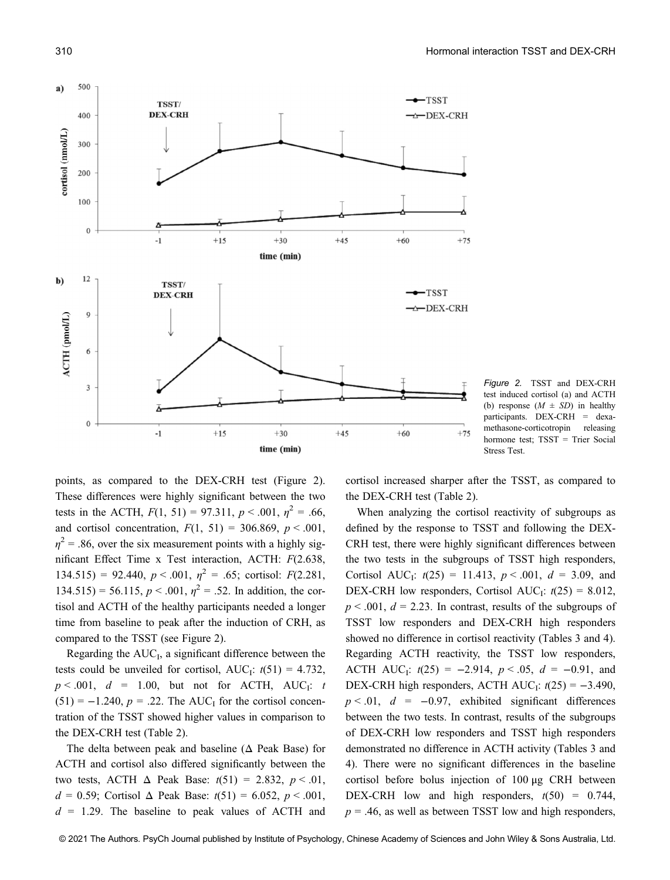Figure 2. TSST and DEX-CRH test induced cortisol (a) and ACTH (b) response ($M \pm SD$) in healthy participants. DEX-CRH = dexamethasone-corticotropin releasing hormone test; TSST = Trier Social Stress Test.

points, as compared to the DEX-CRH test (Figure 2). These differences were highly significant between the two tests in the ACTH, $F(1, 51) = 97.311$, $p < .001$, $\eta^2 = .66$, and cortisol concentration, $F(1, 51) = 306.869$, $p < .001$, $\eta^2 = .86$, over the six measurement points with a highly significant Effect Time x Test interaction, ACTH: $F(2.638, 134.515) = 92.440$, $p < .001$, $\eta^2 = .65$; cortisol: $F(2.281, 134.515) = 56.115$, $p < .001$, $\eta^2 = .52$. In addition, the cortisol and ACTH of the healthy participants needed a longer time from baseline to peak after the induction of CRH, as compared to the TSST (see Figure 2).

Regarding the $AUC_I$, a significant difference between the tests could be unveiled for cortisol, $AUC_I$: $t(51) = 4.732$, $p < .001$, $d = 1.00$, but not for ACTH, $AUC_I$: $t(51) = -1.240$, $p = .22$. The $AUC_I$ for the cortisol concentration of the TSST showed higher values in comparison to the DEX-CRH test (Table 2).

The delta between peak and baseline (Δ Peak Base) for ACTH and cortisol also differed significantly between the two tests, ACTH Δ Peak Base: $t(51) = 2.832$, $p < .01$, $d = 0.59$; Cortisol Δ Peak Base: $t(51) = 6.052$, $p < .001$, $d = 1.29$. The baseline to peak values of ACTH and cortisol increased sharper after the TSST, as compared to the DEX-CRH test (Table 2).

When analyzing the cortisol reactivity of subgroups as defined by the response to TSST and following the DEX-CRH test, there were highly significant differences between the two tests in the subgroups of TSST high responders, Cortisol $AUC_I$: $t(25) = 11.413$, $p < .001$, $d = 3.09$, and DEX-CRH low responders, Cortisol $AUC_I$: $t(25) = 8.012$, $p < .001$, $d = 2.23$. In contrast, results of the subgroups of TSST low responders and DEX-CRH high responders showed no difference in cortisol reactivity (Tables 3 and 4). Regarding ACTH reactivity, the TSST low responders, ACTH $AUC_I$: $t(25) = -2.914$, $p < .05$, $d = -0.91$, and DEX-CRH high responders, ACTH $AUC_I$: $t(25) = -3.490$, $p < .01$, $d = -0.97$, exhibited significant differences between the two tests. In contrast, results of the subgroups of DEX-CRH low responders and TSST high responders demonstrated no difference in ACTH activity (Tables 3 and 4). There were no significant differences in the baseline cortisol before bolus injection of 100 µg CRH between DEX-CRH low and high responders, $t(50) = 0.744$, $p = .46$, as well as between TSST low and high responders,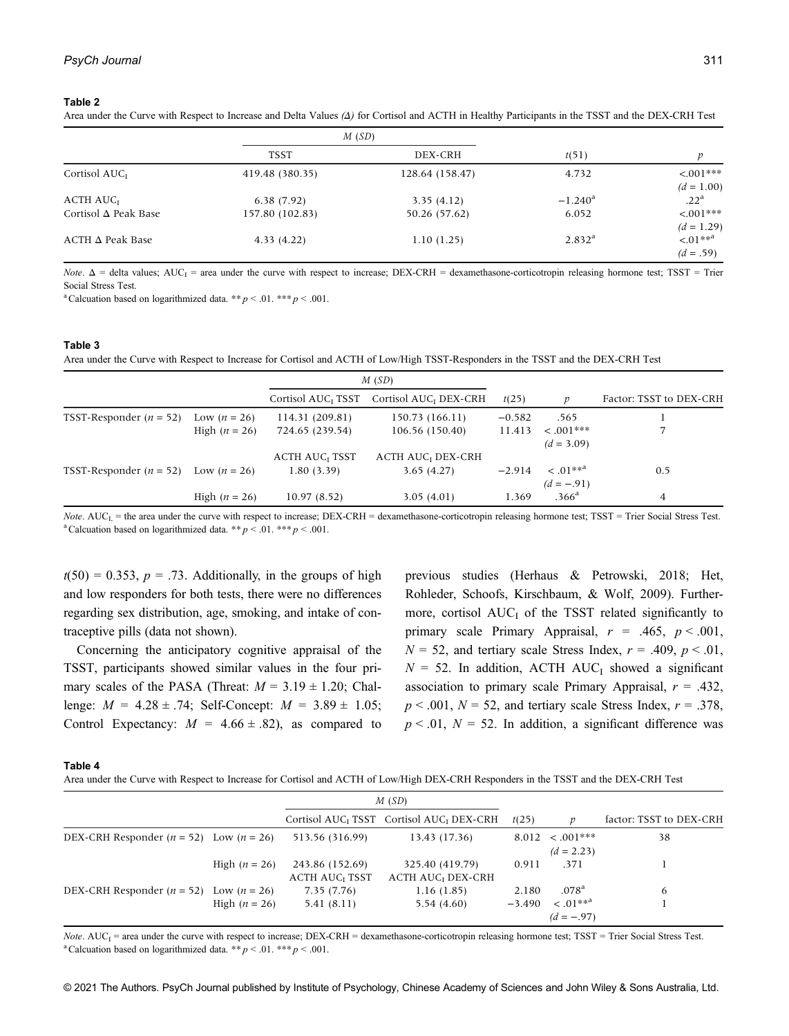**Table 2**

Area under the Curve with Respect to Increase and Delta Values (Δ) for Cortisol and ACTH in Healthy Participants in the TSST and the DEX-CRH Test

| | *M* (*SD*) | | | |
|---|---|---|---|---|
| | TSST | DEX-CRH | $t(51)$ | $p$ |
| Cortisol $AUC_I$ | 419.48 (380.35) | 128.64 (158.47) | 4.732 | <.001*** ($d$ = 1.00) |
| ACTH $AUC_I$ | 6.38 (7.92) | 3.35 (4.12) | −1.240[a] | .22[a] |
| Cortisol Δ Peak Base | 157.80 (102.83) | 50.26 (57.62) | 6.052 | <.001*** ($d$ = 1.29) |
| ACTH Δ Peak Base | 4.33 (4.22) | 1.10 (1.25) | 2.832[a] | <.01**[a] ($d$ = .59) |

*Note*. Δ = delta values; $AUC_I$ = area under the curve with respect to increase; DEX-CRH = dexamethasone-corticotropin releasing hormone test; TSST = Trier Social Stress Test.
[a] Calcuation based on logarithmized data. ** $p$ < .01. *** $p$ < .001.

**Table 3**

Area under the Curve with Respect to Increase for Cortisol and ACTH of Low/High TSST-Responders in the TSST and the DEX-CRH Test

| | | *M* (*SD*) | | | | |
|---|---|---|---|---|---|---|
| | | Cortisol $AUC_I$ TSST | Cortisol $AUC_I$ DEX-CRH | $t(25)$ | $p$ | Factor: TSST to DEX-CRH |
| TSST-Responder ($n$ = 52) | Low ($n$ = 26) | 114.31 (209.81) | 150.73 (166.11) | −0.582 | .565 | 1 |
| | High ($n$ = 26) | 724.65 (239.54) | 106.56 (150.40) | 11.413 | < .001*** ($d$ = 3.09) | 7 |
| | | ACTH $AUC_I$ TSST | ACTH $AUC_I$ DEX-CRH | | | |
| TSST-Responder ($n$ = 52) | Low ($n$ = 26) | 1.80 (3.39) | 3.65 (4.27) | −2.914 | < .01**[a] ($d$ = −.91) | 0.5 |
| | High ($n$ = 26) | 10.97 (8.52) | 3.05 (4.01) | 1.369 | .366[a] | 4 |

*Note*. $AUC_I$ = the area under the curve with respect to increase; DEX-CRH = dexamethasone-corticotropin releasing hormone test; TSST = Trier Social Stress Test.
[a] Calcuation based on logarithmized data. ** $p$ < .01. *** $p$ < .001.

$t(50)$ = 0.353, $p$ = .73. Additionally, in the groups of high and low responders for both tests, there were no differences regarding sex distribution, age, smoking, and intake of contraceptive pills (data not shown).

Concerning the anticipatory cognitive appraisal of the TSST, participants showed similar values in the four primary scales of the PASA (Threat: $M$ = 3.19 ± 1.20; Challenge: $M$ = 4.28 ± .74; Self-Concept: $M$ = 3.89 ± 1.05; Control Expectancy: $M$ = 4.66 ± .82), as compared to previous studies (Herhaus & Petrowski, 2018; Het, Rohleder, Schoofs, Kirschbaum, & Wolf, 2009). Furthermore, cortisol $AUC_I$ of the TSST related significantly to primary scale Primary Appraisal, $r$ = .465, $p$ < .001, $N$ = 52, and tertiary scale Stress Index, $r$ = .409, $p$ < .01, $N$ = 52. In addition, ACTH $AUC_I$ showed a significant association to primary scale Primary Appraisal, $r$ = .432, $p$ < .001, $N$ = 52, and tertiary scale Stress Index, $r$ = .378, $p$ < .01, $N$ = 52. In addition, a significant difference was

**Table 4**

Area under the Curve with Respect to Increase for Cortisol and ACTH of Low/High DEX-CRH Responders in the TSST and the DEX-CRH Test

| | | *M* (*SD*) | | | | |
|---|---|---|---|---|---|---|
| | | Cortisol $AUC_I$ TSST | Cortisol $AUC_I$ DEX-CRH | $t(25)$ | $p$ | factor: TSST to DEX-CRH |
| DEX-CRH Responder ($n$ = 52) | Low ($n$ = 26) | 513.56 (316.99) | 13.43 (17.36) | 8.012 | < .001*** ($d$ = 2.23) | 38 |
| | High ($n$ = 26) | 243.86 (152.69) | 325.40 (419.79) | 0.911 | .371 | 1 |
| | | ACTH $AUC_I$ TSST | ACTH $AUC_I$ DEX-CRH | | | |
| DEX-CRH Responder ($n$ = 52) | Low ($n$ = 26) | 7.35 (7.76) | 1.16 (1.85) | 2.180 | .078[a] | 6 |
| | High ($n$ = 26) | 5.41 (8.11) | 5.54 (4.60) | −3.490 | < .01**[a] ($d$ = −.97) | 1 |

*Note*. $AUC_I$ = area under the curve with respect to increase; DEX-CRH = dexamethasone-corticotropin releasing hormone test; TSST = Trier Social Stress Test.
[a] Calcuation based on logarithmized data. ** $p$ < .01. *** $p$ < .001.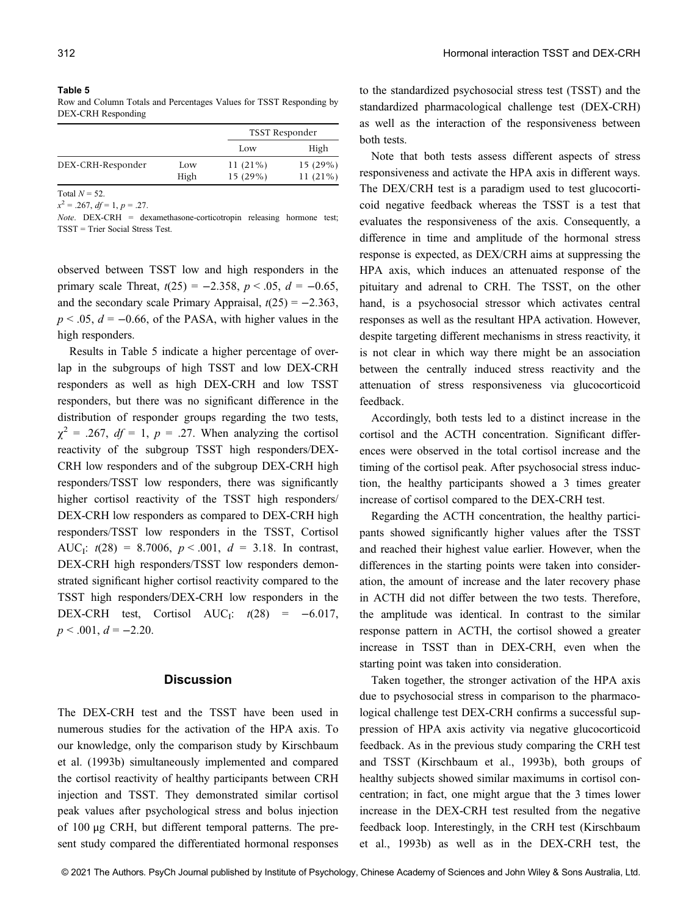**Table 5**
Row and Column Totals and Percentages Values for TSST Responding by DEX-CRH Responding

| | | TSST Responder | |
|---|---|---|---|
| | | Low | High |
| DEX-CRH-Responder | Low | 11 (21%) | 15 (29%) |
| | High | 15 (29%) | 11 (21%) |

Total $N = 52$.

$x^2 = .267$, $df = 1$, $p = .27$.

*Note*. DEX-CRH = dexamethasone-corticotropin releasing hormone test; TSST = Trier Social Stress Test.

observed between TSST low and high responders in the primary scale Threat, $t(25) = -2.358$, $p < .05$, $d = -0.65$, and the secondary scale Primary Appraisal, $t(25) = -2.363$, $p < .05$, $d = -0.66$, of the PASA, with higher values in the high responders.

Results in Table 5 indicate a higher percentage of overlap in the subgroups of high TSST and low DEX-CRH responders as well as high DEX-CRH and low TSST responders, but there was no significant difference in the distribution of responder groups regarding the two tests, $\chi^2 = .267$, $df = 1$, $p = .27$. When analyzing the cortisol reactivity of the subgroup TSST high responders/DEX-CRH low responders and of the subgroup DEX-CRH high responders/TSST low responders, there was significantly higher cortisol reactivity of the TSST high responders/DEX-CRH low responders as compared to DEX-CRH high responders/TSST low responders in the TSST, Cortisol $AUC_I$: $t(28) = 8.7006$, $p < .001$, $d = 3.18$. In contrast, DEX-CRH high responders/TSST low responders demonstrated significant higher cortisol reactivity compared to the TSST high responders/DEX-CRH low responders in the DEX-CRH test, Cortisol $AUC_I$: $t(28) = -6.017$, $p < .001$, $d = -2.20$.

## Discussion

The DEX-CRH test and the TSST have been used in numerous studies for the activation of the HPA axis. To our knowledge, only the comparison study by Kirschbaum et al. (1993b) simultaneously implemented and compared the cortisol reactivity of healthy participants between CRH injection and TSST. They demonstrated similar cortisol peak values after psychological stress and bolus injection of 100 μg CRH, but different temporal patterns. The present study compared the differentiated hormonal responses to the standardized psychosocial stress test (TSST) and the standardized pharmacological challenge test (DEX-CRH) as well as the interaction of the responsiveness between both tests.

Note that both tests assess different aspects of stress responsiveness and activate the HPA axis in different ways. The DEX/CRH test is a paradigm used to test glucocorticoid negative feedback whereas the TSST is a test that evaluates the responsiveness of the axis. Consequently, a difference in time and amplitude of the hormonal stress response is expected, as DEX/CRH aims at suppressing the HPA axis, which induces an attenuated response of the pituitary and adrenal to CRH. The TSST, on the other hand, is a psychosocial stressor which activates central responses as well as the resultant HPA activation. However, despite targeting different mechanisms in stress reactivity, it is not clear in which way there might be an association between the centrally induced stress reactivity and the attenuation of stress responsiveness via glucocorticoid feedback.

Accordingly, both tests led to a distinct increase in the cortisol and the ACTH concentration. Significant differences were observed in the total cortisol increase and the timing of the cortisol peak. After psychosocial stress induction, the healthy participants showed a 3 times greater increase of cortisol compared to the DEX-CRH test.

Regarding the ACTH concentration, the healthy participants showed significantly higher values after the TSST and reached their highest value earlier. However, when the differences in the starting points were taken into consideration, the amount of increase and the later recovery phase in ACTH did not differ between the two tests. Therefore, the amplitude was identical. In contrast to the similar response pattern in ACTH, the cortisol showed a greater increase in TSST than in DEX-CRH, even when the starting point was taken into consideration.

Taken together, the stronger activation of the HPA axis due to psychosocial stress in comparison to the pharmacological challenge test DEX-CRH confirms a successful suppression of HPA axis activity via negative glucocorticoid feedback. As in the previous study comparing the CRH test and TSST (Kirschbaum et al., 1993b), both groups of healthy subjects showed similar maximums in cortisol concentration; in fact, one might argue that the 3 times lower increase in the DEX-CRH test resulted from the negative feedback loop. Interestingly, in the CRH test (Kirschbaum et al., 1993b) as well as in the DEX-CRH test, the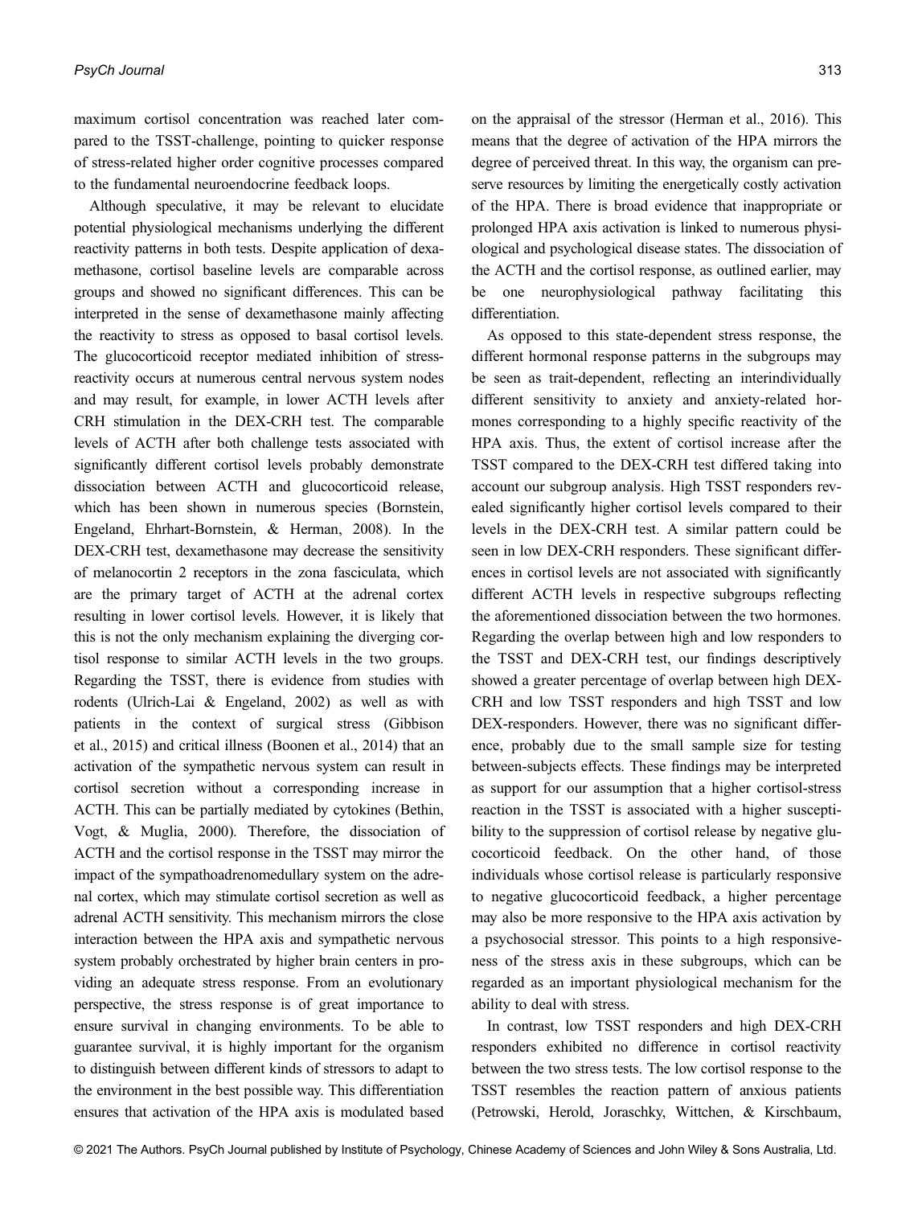maximum cortisol concentration was reached later compared to the TSST-challenge, pointing to quicker response of stress-related higher order cognitive processes compared to the fundamental neuroendocrine feedback loops.

Although speculative, it may be relevant to elucidate potential physiological mechanisms underlying the different reactivity patterns in both tests. Despite application of dexamethasone, cortisol baseline levels are comparable across groups and showed no significant differences. This can be interpreted in the sense of dexamethasone mainly affecting the reactivity to stress as opposed to basal cortisol levels. The glucocorticoid receptor mediated inhibition of stress-reactivity occurs at numerous central nervous system nodes and may result, for example, in lower ACTH levels after CRH stimulation in the DEX-CRH test. The comparable levels of ACTH after both challenge tests associated with significantly different cortisol levels probably demonstrate dissociation between ACTH and glucocorticoid release, which has been shown in numerous species (Bornstein, Engeland, Ehrhart-Bornstein, & Herman, 2008). In the DEX-CRH test, dexamethasone may decrease the sensitivity of melanocortin 2 receptors in the zona fasciculata, which are the primary target of ACTH at the adrenal cortex resulting in lower cortisol levels. However, it is likely that this is not the only mechanism explaining the diverging cortisol response to similar ACTH levels in the two groups. Regarding the TSST, there is evidence from studies with rodents (Ulrich-Lai & Engeland, 2002) as well as with patients in the context of surgical stress (Gibbison et al., 2015) and critical illness (Boonen et al., 2014) that an activation of the sympathetic nervous system can result in cortisol secretion without a corresponding increase in ACTH. This can be partially mediated by cytokines (Bethin, Vogt, & Muglia, 2000). Therefore, the dissociation of ACTH and the cortisol response in the TSST may mirror the impact of the sympathoadrenomedullary system on the adrenal cortex, which may stimulate cortisol secretion as well as adrenal ACTH sensitivity. This mechanism mirrors the close interaction between the HPA axis and sympathetic nervous system probably orchestrated by higher brain centers in providing an adequate stress response. From an evolutionary perspective, the stress response is of great importance to ensure survival in changing environments. To be able to guarantee survival, it is highly important for the organism to distinguish between different kinds of stressors to adapt to the environment in the best possible way. This differentiation ensures that activation of the HPA axis is modulated based on the appraisal of the stressor (Herman et al., 2016). This means that the degree of activation of the HPA mirrors the degree of perceived threat. In this way, the organism can preserve resources by limiting the energetically costly activation of the HPA. There is broad evidence that inappropriate or prolonged HPA axis activation is linked to numerous physiological and psychological disease states. The dissociation of the ACTH and the cortisol response, as outlined earlier, may be one neurophysiological pathway facilitating this differentiation.

As opposed to this state-dependent stress response, the different hormonal response patterns in the subgroups may be seen as trait-dependent, reflecting an interindividually different sensitivity to anxiety and anxiety-related hormones corresponding to a highly specific reactivity of the HPA axis. Thus, the extent of cortisol increase after the TSST compared to the DEX-CRH test differed taking into account our subgroup analysis. High TSST responders revealed significantly higher cortisol levels compared to their levels in the DEX-CRH test. A similar pattern could be seen in low DEX-CRH responders. These significant differences in cortisol levels are not associated with significantly different ACTH levels in respective subgroups reflecting the aforementioned dissociation between the two hormones. Regarding the overlap between high and low responders to the TSST and DEX-CRH test, our findings descriptively showed a greater percentage of overlap between high DEX-CRH and low TSST responders and high TSST and low DEX-responders. However, there was no significant difference, probably due to the small sample size for testing between-subjects effects. These findings may be interpreted as support for our assumption that a higher cortisol-stress reaction in the TSST is associated with a higher susceptibility to the suppression of cortisol release by negative glucocorticoid feedback. On the other hand, of those individuals whose cortisol release is particularly responsive to negative glucocorticoid feedback, a higher percentage may also be more responsive to the HPA axis activation by a psychosocial stressor. This points to a high responsiveness of the stress axis in these subgroups, which can be regarded as an important physiological mechanism for the ability to deal with stress.

In contrast, low TSST responders and high DEX-CRH responders exhibited no difference in cortisol reactivity between the two stress tests. The low cortisol response to the TSST resembles the reaction pattern of anxious patients (Petrowski, Herold, Joraschky, Wittchen, & Kirschbaum,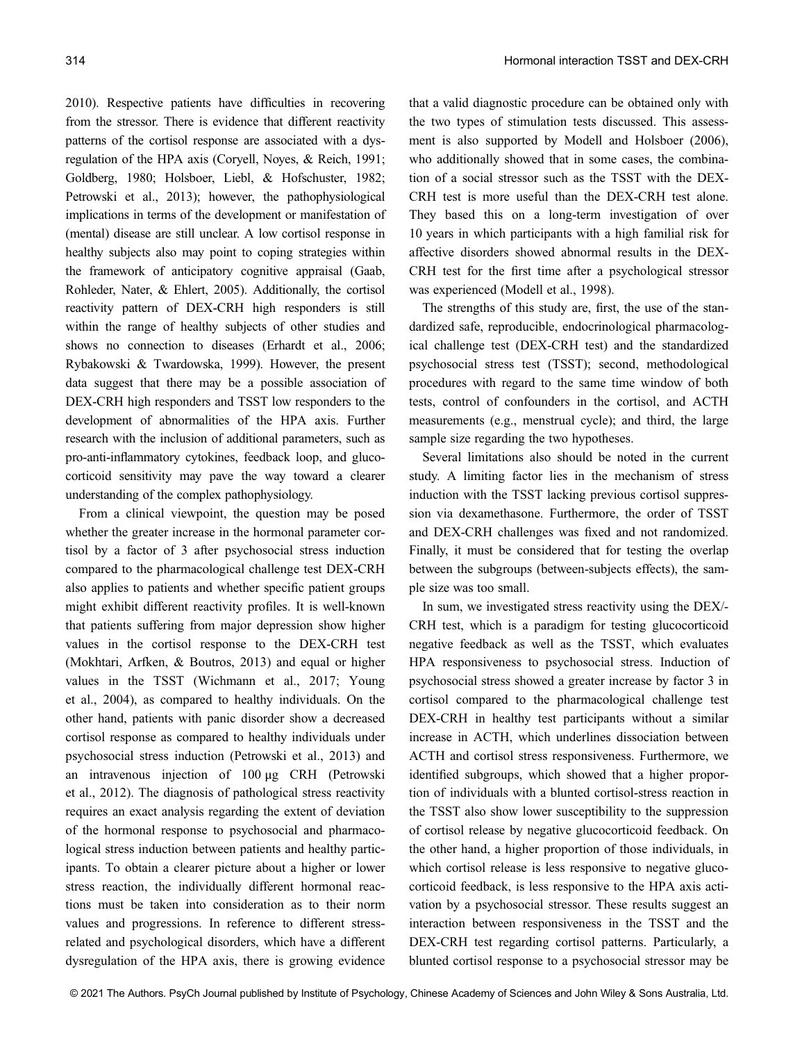2010). Respective patients have difficulties in recovering from the stressor. There is evidence that different reactivity patterns of the cortisol response are associated with a dysregulation of the HPA axis (Coryell, Noyes, & Reich, 1991; Goldberg, 1980; Holsboer, Liebl, & Hofschuster, 1982; Petrowski et al., 2013); however, the pathophysiological implications in terms of the development or manifestation of (mental) disease are still unclear. A low cortisol response in healthy subjects also may point to coping strategies within the framework of anticipatory cognitive appraisal (Gaab, Rohleder, Nater, & Ehlert, 2005). Additionally, the cortisol reactivity pattern of DEX-CRH high responders is still within the range of healthy subjects of other studies and shows no connection to diseases (Erhardt et al., 2006; Rybakowski & Twardowska, 1999). However, the present data suggest that there may be a possible association of DEX-CRH high responders and TSST low responders to the development of abnormalities of the HPA axis. Further research with the inclusion of additional parameters, such as pro-anti-inflammatory cytokines, feedback loop, and glucocorticoid sensitivity may pave the way toward a clearer understanding of the complex pathophysiology.

From a clinical viewpoint, the question may be posed whether the greater increase in the hormonal parameter cortisol by a factor of 3 after psychosocial stress induction compared to the pharmacological challenge test DEX-CRH also applies to patients and whether specific patient groups might exhibit different reactivity profiles. It is well-known that patients suffering from major depression show higher values in the cortisol response to the DEX-CRH test (Mokhtari, Arfken, & Boutros, 2013) and equal or higher values in the TSST (Wichmann et al., 2017; Young et al., 2004), as compared to healthy individuals. On the other hand, patients with panic disorder show a decreased cortisol response as compared to healthy individuals under psychosocial stress induction (Petrowski et al., 2013) and an intravenous injection of 100 μg CRH (Petrowski et al., 2012). The diagnosis of pathological stress reactivity requires an exact analysis regarding the extent of deviation of the hormonal response to psychosocial and pharmacological stress induction between patients and healthy participants. To obtain a clearer picture about a higher or lower stress reaction, the individually different hormonal reactions must be taken into consideration as to their norm values and progressions. In reference to different stress-related and psychological disorders, which have a different dysregulation of the HPA axis, there is growing evidence that a valid diagnostic procedure can be obtained only with the two types of stimulation tests discussed. This assessment is also supported by Modell and Holsboer (2006), who additionally showed that in some cases, the combination of a social stressor such as the TSST with the DEX-CRH test is more useful than the DEX-CRH test alone. They based this on a long-term investigation of over 10 years in which participants with a high familial risk for affective disorders showed abnormal results in the DEX-CRH test for the first time after a psychological stressor was experienced (Modell et al., 1998).

The strengths of this study are, first, the use of the standardized safe, reproducible, endocrinological pharmacological challenge test (DEX-CRH test) and the standardized psychosocial stress test (TSST); second, methodological procedures with regard to the same time window of both tests, control of confounders in the cortisol, and ACTH measurements (e.g., menstrual cycle); and third, the large sample size regarding the two hypotheses.

Several limitations also should be noted in the current study. A limiting factor lies in the mechanism of stress induction with the TSST lacking previous cortisol suppression via dexamethasone. Furthermore, the order of TSST and DEX-CRH challenges was fixed and not randomized. Finally, it must be considered that for testing the overlap between the subgroups (between-subjects effects), the sample size was too small.

In sum, we investigated stress reactivity using the DEX/-CRH test, which is a paradigm for testing glucocorticoid negative feedback as well as the TSST, which evaluates HPA responsiveness to psychosocial stress. Induction of psychosocial stress showed a greater increase by factor 3 in cortisol compared to the pharmacological challenge test DEX-CRH in healthy test participants without a similar increase in ACTH, which underlines dissociation between ACTH and cortisol stress responsiveness. Furthermore, we identified subgroups, which showed that a higher proportion of individuals with a blunted cortisol-stress reaction in the TSST also show lower susceptibility to the suppression of cortisol release by negative glucocorticoid feedback. On the other hand, a higher proportion of those individuals, in which cortisol release is less responsive to negative glucocorticoid feedback, is less responsive to the HPA axis activation by a psychosocial stressor. These results suggest an interaction between responsiveness in the TSST and the DEX-CRH test regarding cortisol patterns. Particularly, a blunted cortisol response to a psychosocial stressor may be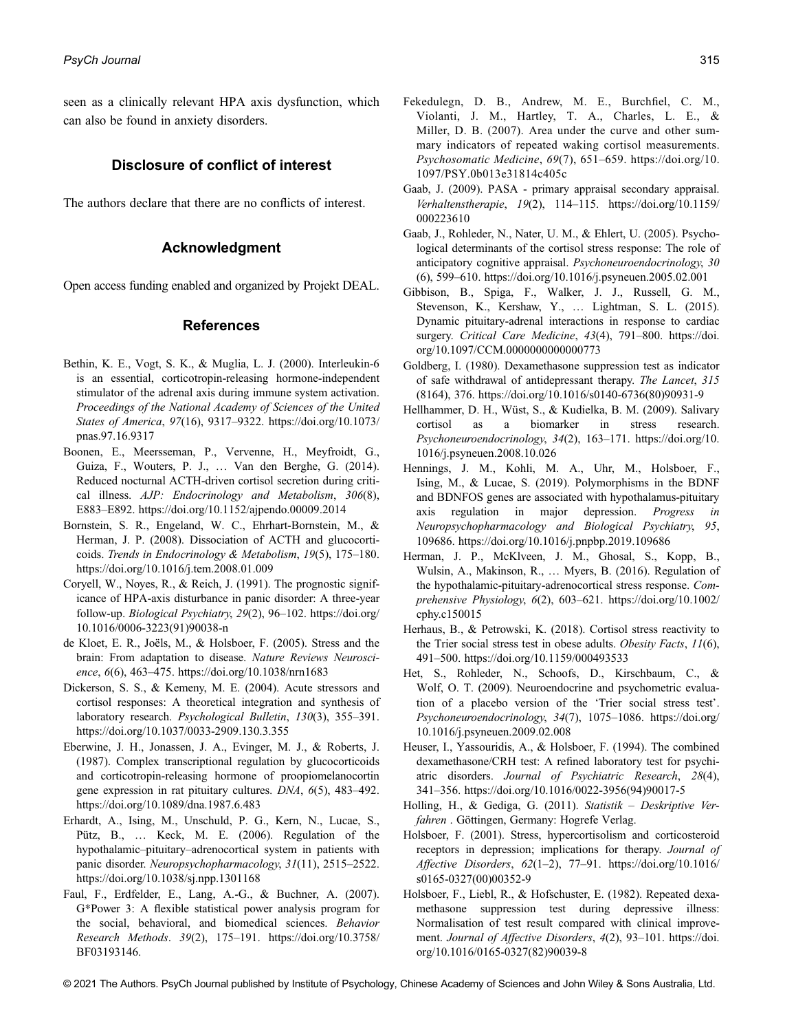seen as a clinically relevant HPA axis dysfunction, which can also be found in anxiety disorders.

## Disclosure of conflict of interest

The authors declare that there are no conflicts of interest.

## Acknowledgment

Open access funding enabled and organized by Projekt DEAL.

## References

Bethin, K. E., Vogt, S. K., & Muglia, L. J. (2000). Interleukin-6 is an essential, corticotropin-releasing hormone-independent stimulator of the adrenal axis during immune system activation. *Proceedings of the National Academy of Sciences of the United States of America*, *97*(16), 9317–9322. https://doi.org/10.1073/pnas.97.16.9317

Boonen, E., Meersseman, P., Vervenne, H., Meyfroidt, G., Guiza, F., Wouters, P. J., … Van den Berghe, G. (2014). Reduced nocturnal ACTH-driven cortisol secretion during critical illness. *AJP: Endocrinology and Metabolism*, *306*(8), E883–E892. https://doi.org/10.1152/ajpendo.00009.2014

Bornstein, S. R., Engeland, W. C., Ehrhart-Bornstein, M., & Herman, J. P. (2008). Dissociation of ACTH and glucocorticoids. *Trends in Endocrinology & Metabolism*, *19*(5), 175–180. https://doi.org/10.1016/j.tem.2008.01.009

Coryell, W., Noyes, R., & Reich, J. (1991). The prognostic significance of HPA-axis disturbance in panic disorder: A three-year follow-up. *Biological Psychiatry*, *29*(2), 96–102. https://doi.org/10.1016/0006-3223(91)90038-n

de Kloet, E. R., Joëls, M., & Holsboer, F. (2005). Stress and the brain: From adaptation to disease. *Nature Reviews Neuroscience*, *6*(6), 463–475. https://doi.org/10.1038/nrn1683

Dickerson, S. S., & Kemeny, M. E. (2004). Acute stressors and cortisol responses: A theoretical integration and synthesis of laboratory research. *Psychological Bulletin*, *130*(3), 355–391. https://doi.org/10.1037/0033-2909.130.3.355

Eberwine, J. H., Jonassen, J. A., Evinger, M. J., & Roberts, J. (1987). Complex transcriptional regulation by glucocorticoids and corticotropin-releasing hormone of proopiomelanocortin gene expression in rat pituitary cultures. *DNA*, *6*(5), 483–492. https://doi.org/10.1089/dna.1987.6.483

Erhardt, A., Ising, M., Unschuld, P. G., Kern, N., Lucae, S., Pütz, B., … Keck, M. E. (2006). Regulation of the hypothalamic–pituitary–adrenocortical system in patients with panic disorder. *Neuropsychopharmacology*, *31*(11), 2515–2522. https://doi.org/10.1038/sj.npp.1301168

Faul, F., Erdfelder, E., Lang, A.-G., & Buchner, A. (2007). G*Power 3: A flexible statistical power analysis program for the social, behavioral, and biomedical sciences. *Behavior Research Methods*. *39*(2), 175–191. https://doi.org/10.3758/BF03193146.

Fekedulegn, D. B., Andrew, M. E., Burchfiel, C. M., Violanti, J. M., Hartley, T. A., Charles, L. E., & Miller, D. B. (2007). Area under the curve and other summary indicators of repeated waking cortisol measurements. *Psychosomatic Medicine*, *69*(7), 651–659. https://doi.org/10.1097/PSY.0b013e31814c405c

Gaab, J. (2009). PASA - primary appraisal secondary appraisal. *Verhaltenstherapie*, *19*(2), 114–115. https://doi.org/10.1159/000223610

Gaab, J., Rohleder, N., Nater, U. M., & Ehlert, U. (2005). Psychological determinants of the cortisol stress response: The role of anticipatory cognitive appraisal. *Psychoneuroendocrinology*, *30* (6), 599–610. https://doi.org/10.1016/j.psyneuen.2005.02.001

Gibbison, B., Spiga, F., Walker, J. J., Russell, G. M., Stevenson, K., Kershaw, Y., … Lightman, S. L. (2015). Dynamic pituitary-adrenal interactions in response to cardiac surgery. *Critical Care Medicine*, *43*(4), 791–800. https://doi.org/10.1097/CCM.0000000000000773

Goldberg, I. (1980). Dexamethasone suppression test as indicator of safe withdrawal of antidepressant therapy. *The Lancet*, *315* (8164), 376. https://doi.org/10.1016/s0140-6736(80)90931-9

Hellhammer, D. H., Wüst, S., & Kudielka, B. M. (2009). Salivary cortisol as a biomarker in stress research. *Psychoneuroendocrinology*, *34*(2), 163–171. https://doi.org/10.1016/j.psyneuen.2008.10.026

Hennings, J. M., Kohli, M. A., Uhr, M., Holsboer, F., Ising, M., & Lucae, S. (2019). Polymorphisms in the BDNF and BDNFOS genes are associated with hypothalamus-pituitary axis regulation in major depression. *Progress in Neuropsychopharmacology and Biological Psychiatry*, *95*, 109686. https://doi.org/10.1016/j.pnpbp.2019.109686

Herman, J. P., McKlveen, J. M., Ghosal, S., Kopp, B., Wulsin, A., Makinson, R., … Myers, B. (2016). Regulation of the hypothalamic-pituitary-adrenocortical stress response. *Comprehensive Physiology*, *6*(2), 603–621. https://doi.org/10.1002/cphy.c150015

Herhaus, B., & Petrowski, K. (2018). Cortisol stress reactivity to the Trier social stress test in obese adults. *Obesity Facts*, *11*(6), 491–500. https://doi.org/10.1159/000493533

Het, S., Rohleder, N., Schoofs, D., Kirschbaum, C., & Wolf, O. T. (2009). Neuroendocrine and psychometric evaluation of a placebo version of the 'Trier social stress test'. *Psychoneuroendocrinology*, *34*(7), 1075–1086. https://doi.org/10.1016/j.psyneuen.2009.02.008

Heuser, I., Yassouridis, A., & Holsboer, F. (1994). The combined dexamethasone/CRH test: A refined laboratory test for psychiatric disorders. *Journal of Psychiatric Research*, *28*(4), 341–356. https://doi.org/10.1016/0022-3956(94)90017-5

Holling, H., & Gediga, G. (2011). *Statistik – Deskriptive Verfahren* . Göttingen, Germany: Hogrefe Verlag.

Holsboer, F. (2001). Stress, hypercortisolism and corticosteroid receptors in depression; implications for therapy. *Journal of Affective Disorders*, *62*(1–2), 77–91. https://doi.org/10.1016/s0165-0327(00)00352-9

Holsboer, F., Liebl, R., & Hofschuster, E. (1982). Repeated dexamethasone suppression test during depressive illness: Normalisation of test result compared with clinical improvement. *Journal of Affective Disorders*, *4*(2), 93–101. https://doi.org/10.1016/0165-0327(82)90039-8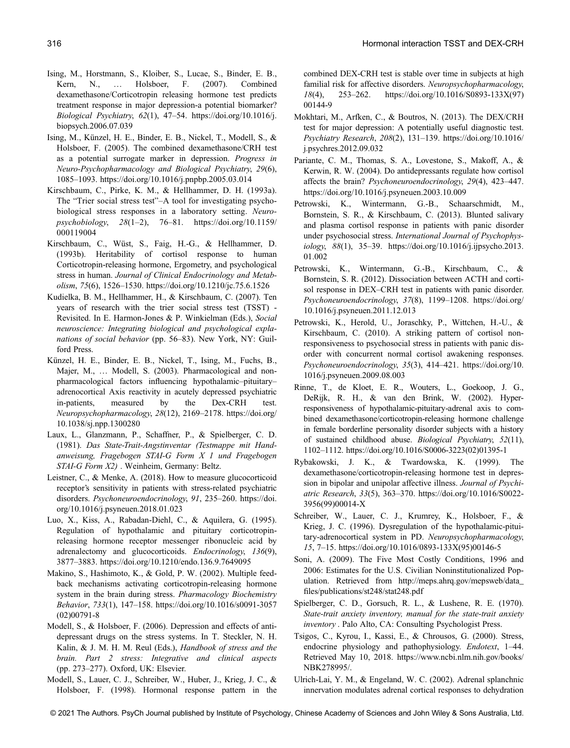Ising, M., Horstmann, S., Kloiber, S., Lucae, S., Binder, E. B., Kern, N., … Holsboer, F. (2007). Combined dexamethasone/Corticotropin releasing hormone test predicts treatment response in major depression-a potential biomarker? *Biological Psychiatry*, *62*(1), 47–54. https://doi.org/10.1016/j.biopsych.2006.07.039

Ising, M., Künzel, H. E., Binder, E. B., Nickel, T., Modell, S., & Holsboer, F. (2005). The combined dexamethasone/CRH test as a potential surrogate marker in depression. *Progress in Neuro-Psychopharmacology and Biological Psychiatry*, *29*(6), 1085–1093. https://doi.org/10.1016/j.pnpbp.2005.03.014

Kirschbaum, C., Pirke, K. M., & Hellhammer, D. H. (1993a). The "Trier social stress test"–A tool for investigating psychobiological stress responses in a laboratory setting. *Neuropsychobiology*, *28*(1–2), 76–81. https://doi.org/10.1159/000119004

Kirschbaum, C., Wüst, S., Faig, H.-G., & Hellhammer, D. (1993b). Heritability of cortisol response to human Corticotropin-releasing hormone, Ergometry, and psychological stress in human. *Journal of Clinical Endocrinology and Metabolism*, *75*(6), 1526–1530. https://doi.org/10.1210/jc.75.6.1526

Kudielka, B. M., Hellhammer, H., & Kirschbaum, C. (2007). Ten years of research with the trier social stress test (TSST) - Revisited. In E. Harmon-Jones & P. Winkielman (Eds.), *Social neuroscience: Integrating biological and psychological explanations of social behavior* (pp. 56–83). New York, NY: Guilford Press.

Künzel, H. E., Binder, E. B., Nickel, T., Ising, M., Fuchs, B., Majer, M., … Modell, S. (2003). Pharmacological and nonpharmacological factors influencing hypothalamic–pituitary–adrenocortical Axis reactivity in acutely depressed psychiatric in-patients, measured by the Dex-CRH test. *Neuropsychopharmacology*, *28*(12), 2169–2178. https://doi.org/10.1038/sj.npp.1300280

Laux, L., Glanzmann, P., Schaffner, P., & Spielberger, C. D. (1981). *Das State-Trait-Angstinventar (Testmappe mit Handanweisung, Fragebogen STAI-G Form X 1 und Fragebogen STAI-G Form X2)* . Weinheim, Germany: Beltz.

Leistner, C., & Menke, A. (2018). How to measure glucocorticoid receptor's sensitivity in patients with stress-related psychiatric disorders. *Psychoneuroendocrinology*, *91*, 235–260. https://doi.org/10.1016/j.psyneuen.2018.01.023

Luo, X., Kiss, A., Rabadan-Diehl, C., & Aquilera, G. (1995). Regulation of hypothalamic and pituitary corticotropin-releasing hormone receptor messenger ribonucleic acid by adrenalectomy and glucocorticoids. *Endocrinology*, *136*(9), 3877–3883. https://doi.org/10.1210/endo.136.9.7649095

Makino, S., Hashimoto, K., & Gold, P. W. (2002). Multiple feedback mechanisms activating corticotropin-releasing hormone system in the brain during stress. *Pharmacology Biochemistry Behavior*, *733*(1), 147–158. https://doi.org/10.1016/s0091-3057(02)00791-8

Modell, S., & Holsboer, F. (2006). Depression and effects of antidepressant drugs on the stress systems. In T. Steckler, N. H. Kalin, & J. M. H. M. Reul (Eds.), *Handbook of stress and the brain. Part 2 stress: Integrative and clinical aspects* (pp. 273–277). Oxford, UK: Elsevier.

Modell, S., Lauer, C. J., Schreiber, W., Huber, J., Krieg, J. C., & Holsboer, F. (1998). Hormonal response pattern in the combined DEX-CRH test is stable over time in subjects at high familial risk for affective disorders. *Neuropsychopharmacology*, *18*(4), 253–262. https://doi.org/10.1016/S0893-133X(97)00144-9

Mokhtari, M., Arfken, C., & Boutros, N. (2013). The DEX/CRH test for major depression: A potentially useful diagnostic test. *Psychiatry Research*, *208*(2), 131–139. https://doi.org/10.1016/j.psychres.2012.09.032

Pariante, C. M., Thomas, S. A., Lovestone, S., Makoff, A., & Kerwin, R. W. (2004). Do antidepressants regulate how cortisol affects the brain? *Psychoneuroendocrinology*, *29*(4), 423–447. https://doi.org/10.1016/j.psyneuen.2003.10.009

Petrowski, K., Wintermann, G.-B., Schaarschmidt, M., Bornstein, S. R., & Kirschbaum, C. (2013). Blunted salivary and plasma cortisol response in patients with panic disorder under psychosocial stress. *International Journal of Psychophysiology*, *88*(1), 35–39. https://doi.org/10.1016/j.ijpsycho.2013.01.002

Petrowski, K., Wintermann, G.-B., Kirschbaum, C., & Bornstein, S. R. (2012). Dissociation between ACTH and cortisol response in DEX–CRH test in patients with panic disorder. *Psychoneuroendocrinology*, *37*(8), 1199–1208. https://doi.org/10.1016/j.psyneuen.2011.12.013

Petrowski, K., Herold, U., Joraschky, P., Wittchen, H.-U., & Kirschbaum, C. (2010). A striking pattern of cortisol non-responsiveness to psychosocial stress in patients with panic disorder with concurrent normal cortisol awakening responses. *Psychoneuroendocrinology*, *35*(3), 414–421. https://doi.org/10.1016/j.psyneuen.2009.08.003

Rinne, T., de Kloet, E. R., Wouters, L., Goekoop, J. G., DeRijk, R. H., & van den Brink, W. (2002). Hyperresponsiveness of hypothalamic-pituitary-adrenal axis to combined dexamethasone/corticotropin-releasing hormone challenge in female borderline personality disorder subjects with a history of sustained childhood abuse. *Biological Psychiatry*, *52*(11), 1102–1112. https://doi.org/10.1016/S0006-3223(02)01395-1

Rybakowski, J. K., & Twardowska, K. (1999). The dexamethasone/corticotropin-releasing hormone test in depression in bipolar and unipolar affective illness. *Journal of Psychiatric Research*, *33*(5), 363–370. https://doi.org/10.1016/S0022-3956(99)00014-X

Schreiber, W., Lauer, C. J., Krumrey, K., Holsboer, F., & Krieg, J. C. (1996). Dysregulation of the hypothalamic-pituitary-adrenocortical system in PD. *Neuropsychopharmacology*, *15*, 7–15. https://doi.org/10.1016/0893-133X(95)00146-5

Soni, A. (2009). The Five Most Costly Conditions, 1996 and 2006: Estimates for the U.S. Civilian Noninstitutionalized Population. Retrieved from http://meps.ahrq.gov/mepsweb/data_files/publications/st248/stat248.pdf

Spielberger, C. D., Gorsuch, R. L., & Lushene, R. E. (1970). *State-trait anxiety inventory, manual for the state-trait anxiety inventory* . Palo Alto, CA: Consulting Psychologist Press.

Tsigos, C., Kyrou, I., Kassi, E., & Chrousos, G. (2000). Stress, endocrine physiology and pathophysiology. *Endotext*, 1–44. Retrieved May 10, 2018. https://www.ncbi.nlm.nih.gov/books/NBK278995/.

Ulrich-Lai, Y. M., & Engeland, W. C. (2002). Adrenal splanchnic innervation modulates adrenal cortical responses to dehydration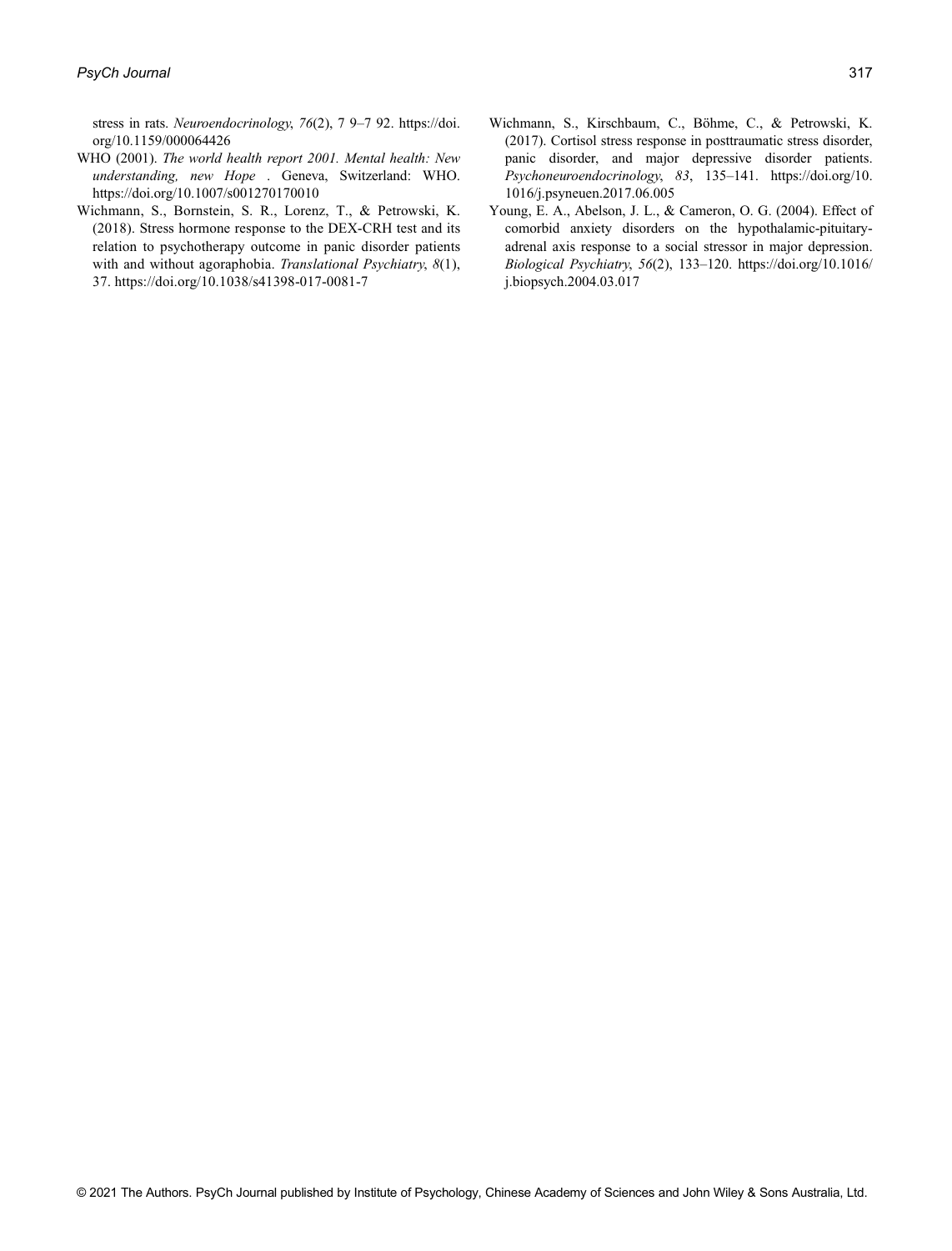stress in rats. *Neuroendocrinology*, *76*(2), 7 9–7 92. https://doi.org/10.1159/000064426

WHO (2001). *The world health report 2001. Mental health: New understanding, new Hope* . Geneva, Switzerland: WHO. https://doi.org/10.1007/s001270170010

Wichmann, S., Bornstein, S. R., Lorenz, T., & Petrowski, K. (2018). Stress hormone response to the DEX-CRH test and its relation to psychotherapy outcome in panic disorder patients with and without agoraphobia. *Translational Psychiatry*, *8*(1), 37. https://doi.org/10.1038/s41398-017-0081-7

Wichmann, S., Kirschbaum, C., Böhme, C., & Petrowski, K. (2017). Cortisol stress response in posttraumatic stress disorder, panic disorder, and major depressive disorder patients. *Psychoneuroendocrinology*, *83*, 135–141. https://doi.org/10.1016/j.psyneuen.2017.06.005

Young, E. A., Abelson, J. L., & Cameron, O. G. (2004). Effect of comorbid anxiety disorders on the hypothalamic-pituitary-adrenal axis response to a social stressor in major depression. *Biological Psychiatry*, *56*(2), 133–120. https://doi.org/10.1016/j.biopsych.2004.03.017